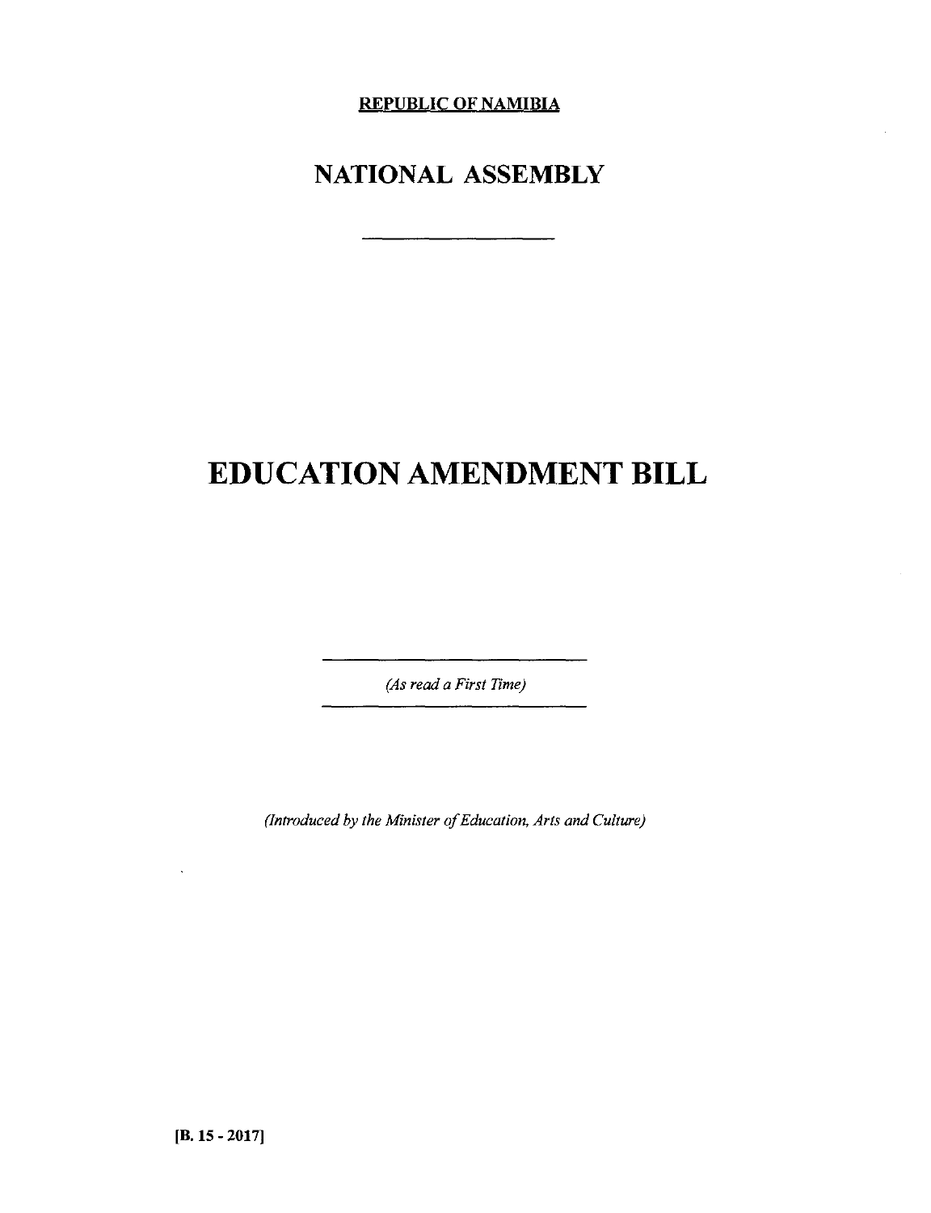**REPUBLIC OF NAMIBIA**

# NATIONAL ASSEMBLY

# EDUCATION AMENDMENT BILL

*(As read a First Time)*

*(Introduced by the Minister of Education, Arts and Culture)*

**[B. 15 - 2017]**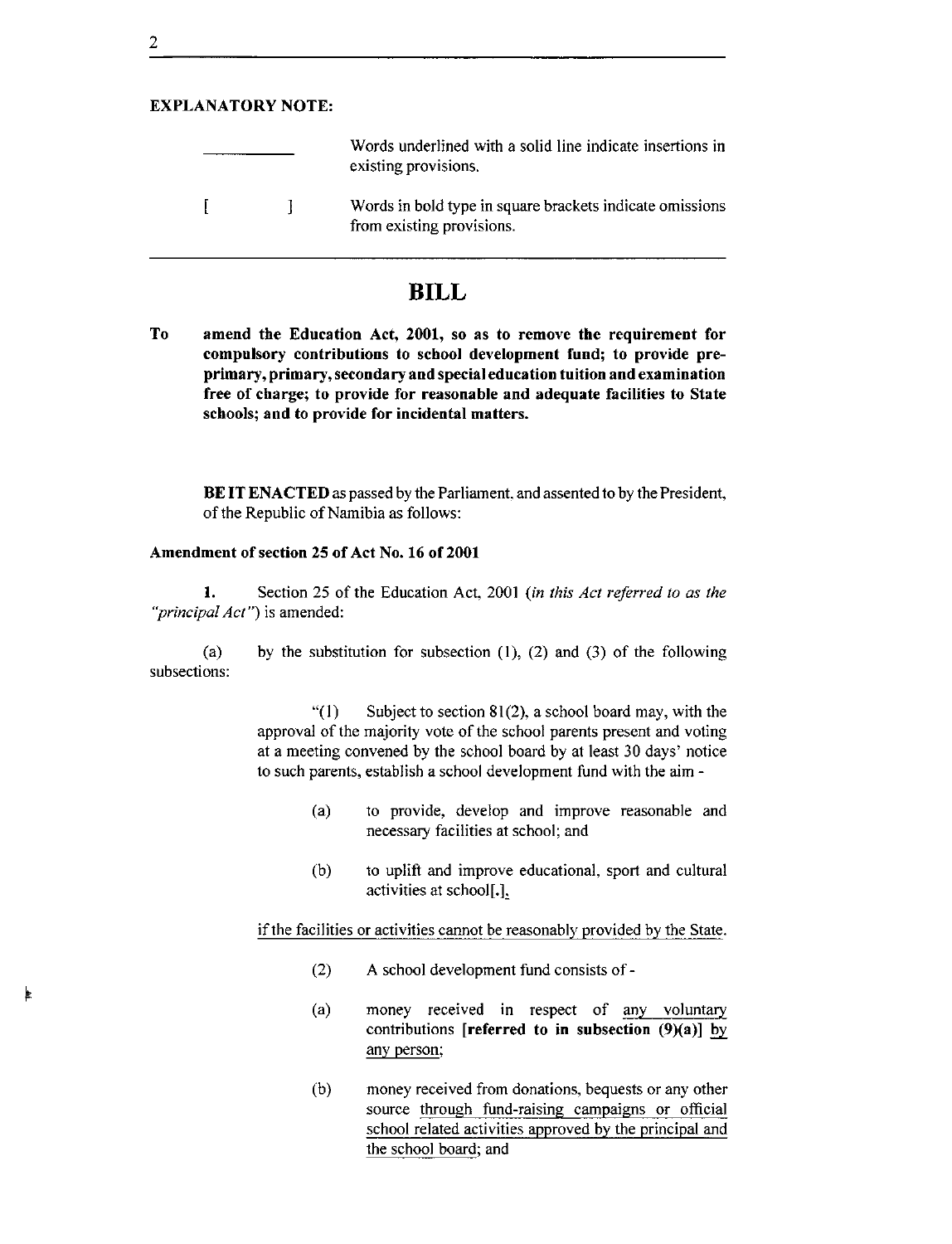**EXPLANATORY NOTE:**

| | |
|---|---|
| ________ | Words underlined with a solid line indicate insertions in existing provisions. |
| [ ] | Words in bold type in square brackets indicate omissions from existing provisions. |

# BILL

**To amend the Education Act, 2001, so as to remove the requirement for compulsory contributions to school development fund; to provide pre-primary, primary, secondary and special education tuition and examination free of charge; to provide for reasonable and adequate facilities to State schools; and to provide for incidental matters.**

**BE IT ENACTED** as passed by the Parliament, and assented to by the President, of the Republic of Namibia as follows:

**Amendment of section 25 of Act No. 16 of 2001**

**1.** Section 25 of the Education Act, 2001 (*in this Act referred to as the "principal Act"*) is amended:

(a) by the substitution for subsection (1), (2) and (3) of the following subsections:

"(1) Subject to section 81(2), a school board may, with the approval of the majority vote of the school parents present and voting at a meeting convened by the school board by at least 30 days' notice to such parents, establish a school development fund with the aim -

(a) to provide, develop and improve reasonable and necessary facilities at school; and

(b) to uplift and improve educational, sport and cultural activities at school**[.]**<u>,</u>

<u>if the facilities or activities cannot be reasonably provided by the State.</u>

(2) A school development fund consists of -

(a) money received in respect of <u>any voluntary</u> contributions **[referred to in subsection (9)(a)]** <u>by any person</u>;

(b) money received from donations, bequests or any other source <u>through fund-raising campaigns or official school related activities approved by the principal and the school board</u>; and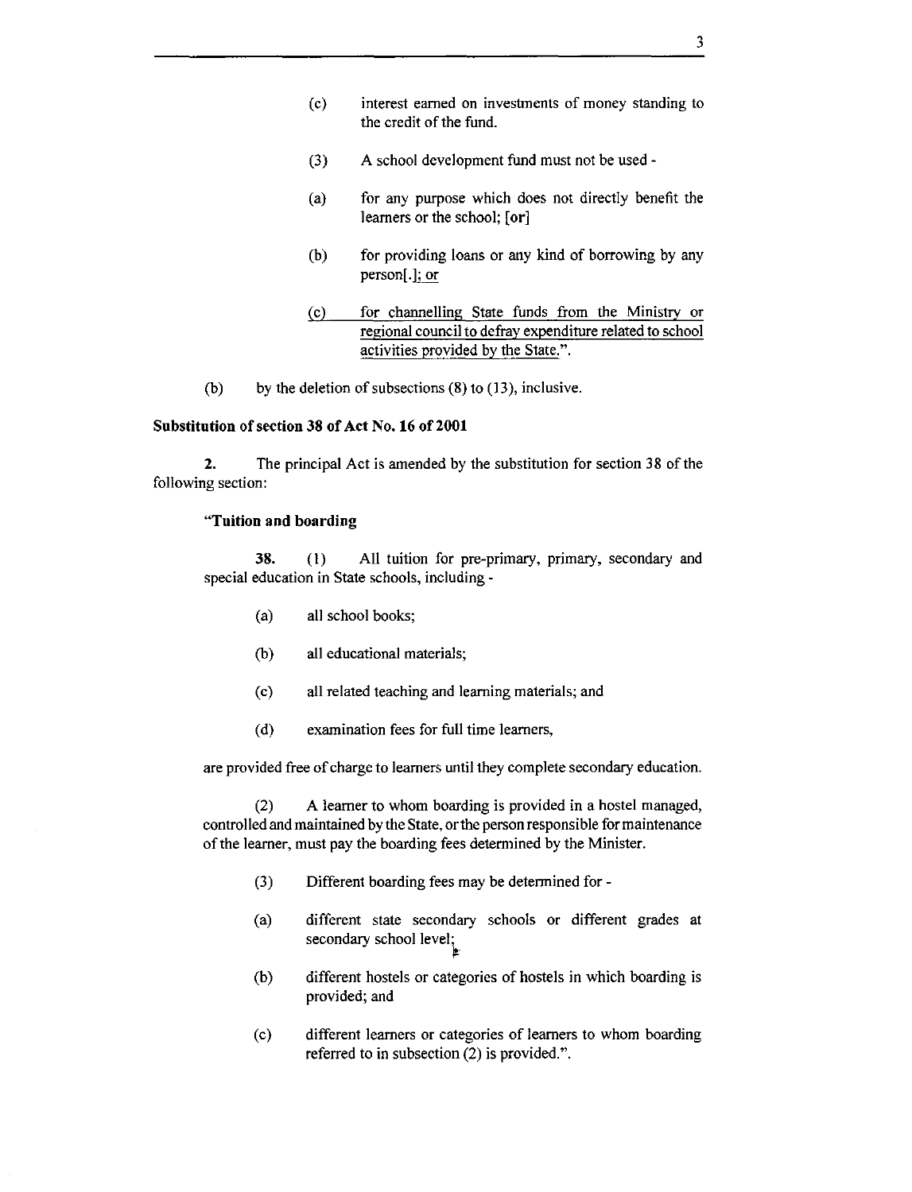(c) interest earned on investments of money standing to the credit of the fund.

(3) A school development fund must not be used -

(a) for any purpose which does not directly benefit the learners or the school; **[or]**

(b) for providing loans or any kind of borrowing by any person[.]; or

(c) for channelling State funds from the Ministry or regional council to defray expenditure related to school activities provided by the State.".

(b) by the deletion of subsections (8) to (13), inclusive.

**Substitution of section 38 of Act No. 16 of 2001**

**2.** The principal Act is amended by the substitution for section 38 of the following section:

**"Tuition and boarding**

**38.** (1) All tuition for pre-primary, primary, secondary and special education in State schools, including -

(a) all school books;

(b) all educational materials;

(c) all related teaching and learning materials; and

(d) examination fees for full time learners,

are provided free of charge to learners until they complete secondary education.

(2) A learner to whom boarding is provided in a hostel managed, controlled and maintained by the State, or the person responsible for maintenance of the learner, must pay the boarding fees determined by the Minister.

(3) Different boarding fees may be determined for -

(a) different state secondary schools or different grades at secondary school level;

(b) different hostels or categories of hostels in which boarding is provided; and

(c) different learners or categories of learners to whom boarding referred to in subsection (2) is provided.".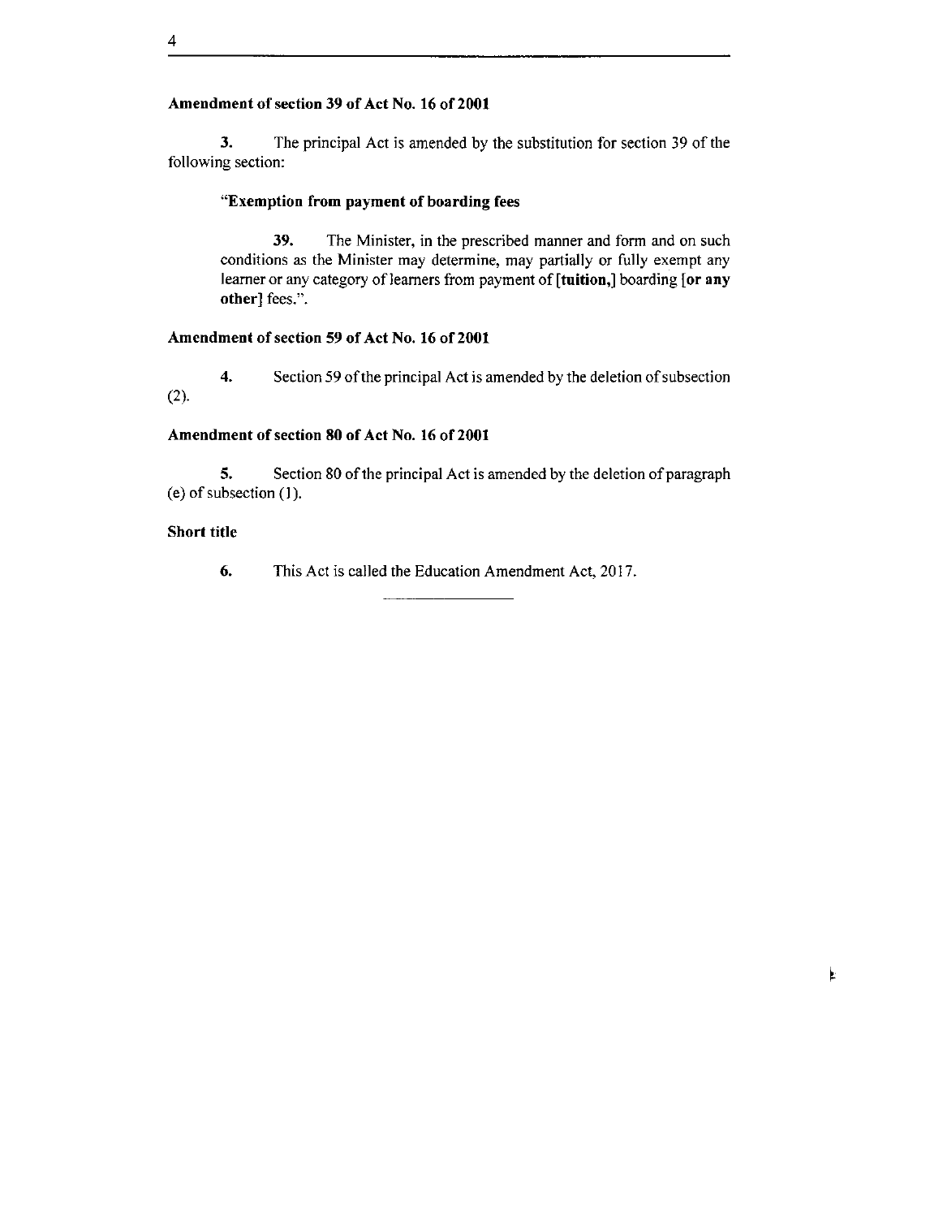**Amendment of section 39 of Act No. 16 of 2001**

**3.** The principal Act is amended by the substitution for section 39 of the following section:

> "**Exemption from payment of boarding fees**
>
> **39.** The Minister, in the prescribed manner and form and on such conditions as the Minister may determine, may partially or fully exempt any learner or any category of learners from payment of [**tuition,**] boarding [**or any other**] fees.".

**Amendment of section 59 of Act No. 16 of 2001**

**4.** Section 59 of the principal Act is amended by the deletion of subsection (2).

**Amendment of section 80 of Act No. 16 of 2001**

**5.** Section 80 of the principal Act is amended by the deletion of paragraph (e) of subsection (1).

**Short title**

**6.** This Act is called the Education Amendment Act, 2017.

---